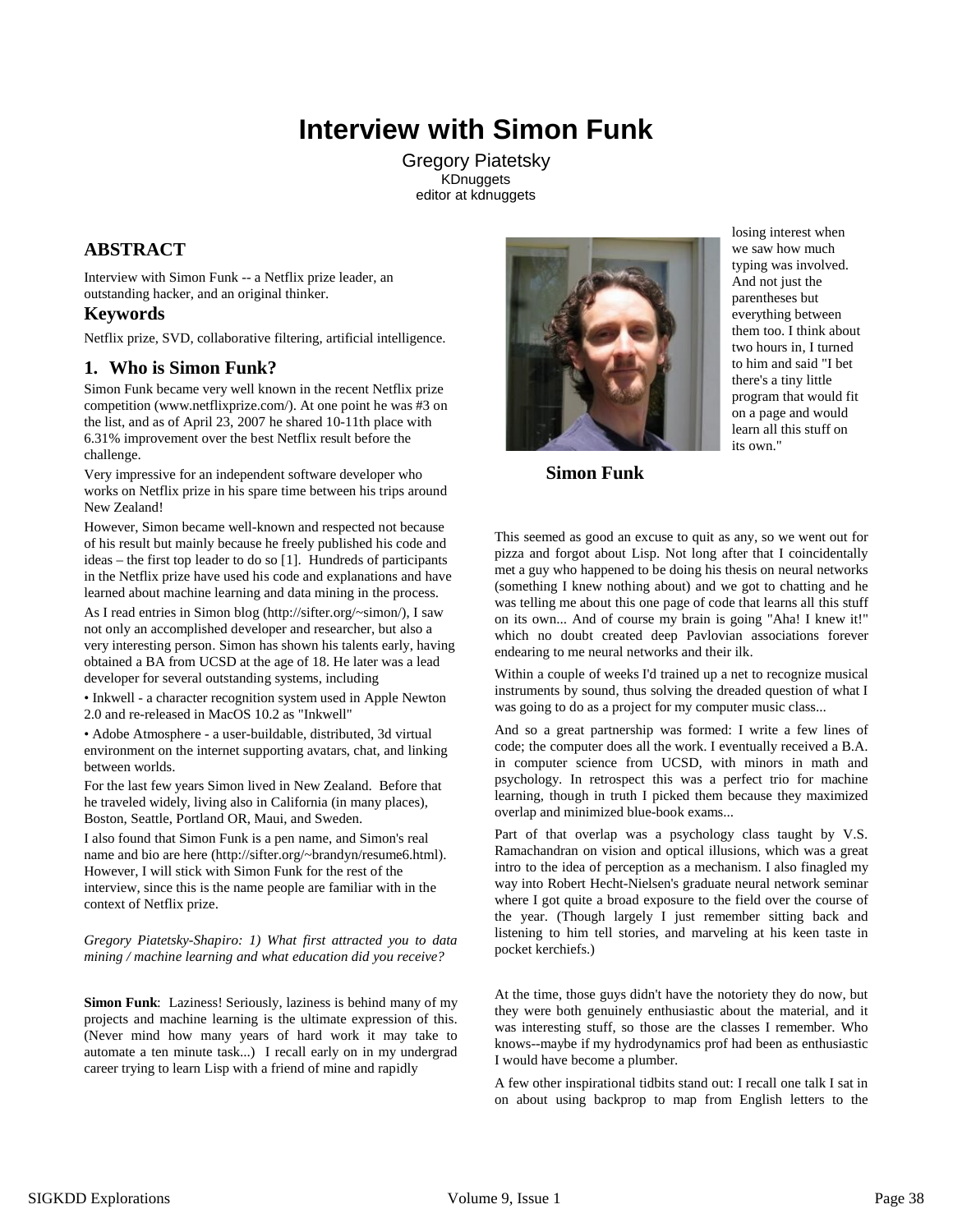# Interview with Simon Funk

Gregory Piatetsky
KDnuggets
editor at kdnuggets

## ABSTRACT

Interview with Simon Funk -- a Netflix prize leader, an outstanding hacker, and an original thinker.

## Keywords

Netflix prize, SVD, collaborative filtering, artificial intelligence.

## 1. Who is Simon Funk?

Simon Funk became very well known in the recent Netflix prize competition (www.netflixprize.com/). At one point he was #3 on the list, and as of April 23, 2007 he shared 10-11th place with 6.31% improvement over the best Netflix result before the challenge.

Very impressive for an independent software developer who works on Netflix prize in his spare time between his trips around New Zealand!

However, Simon became well-known and respected not because of his result but mainly because he freely published his code and ideas – the first top leader to do so [1]. Hundreds of participants in the Netflix prize have used his code and explanations and have learned about machine learning and data mining in the process.

As I read entries in Simon blog (http://sifter.org/~simon/), I saw not only an accomplished developer and researcher, but also a very interesting person. Simon has shown his talents early, having obtained a BA from UCSD at the age of 18. He later was a lead developer for several outstanding systems, including

• Inkwell - a character recognition system used in Apple Newton 2.0 and re-released in MacOS 10.2 as "Inkwell"

• Adobe Atmosphere - a user-buildable, distributed, 3d virtual environment on the internet supporting avatars, chat, and linking between worlds.

For the last few years Simon lived in New Zealand. Before that he traveled widely, living also in California (in many places), Boston, Seattle, Portland OR, Maui, and Sweden.

I also found that Simon Funk is a pen name, and Simon's real name and bio are here (http://sifter.org/~brandyn/resume6.html). However, I will stick with Simon Funk for the rest of the interview, since this is the name people are familiar with in the context of Netflix prize.

*Gregory Piatetsky-Shapiro: 1) What first attracted you to data mining / machine learning and what education did you receive?*

**Simon Funk**: Laziness! Seriously, laziness is behind many of my projects and machine learning is the ultimate expression of this. (Never mind how many years of hard work it may take to automate a ten minute task...) I recall early on in my undergrad career trying to learn Lisp with a friend of mine and rapidly losing interest when we saw how much typing was involved. And not just the parentheses but everything between them too. I think about two hours in, I turned to him and said "I bet there's a tiny little program that would fit on a page and would learn all this stuff on its own."

**Simon Funk**

This seemed as good an excuse to quit as any, so we went out for pizza and forgot about Lisp. Not long after that I coincidentally met a guy who happened to be doing his thesis on neural networks (something I knew nothing about) and we got to chatting and he was telling me about this one page of code that learns all this stuff on its own... And of course my brain is going "Aha! I knew it!" which no doubt created deep Pavlovian associations forever endearing to me neural networks and their ilk.

Within a couple of weeks I'd trained up a net to recognize musical instruments by sound, thus solving the dreaded question of what I was going to do as a project for my computer music class...

And so a great partnership was formed: I write a few lines of code; the computer does all the work. I eventually received a B.A. in computer science from UCSD, with minors in math and psychology. In retrospect this was a perfect trio for machine learning, though in truth I picked them because they maximized overlap and minimized blue-book exams...

Part of that overlap was a psychology class taught by V.S. Ramachandran on vision and optical illusions, which was a great intro to the idea of perception as a mechanism. I also finagled my way into Robert Hecht-Nielsen's graduate neural network seminar where I got quite a broad exposure to the field over the course of the year. (Though largely I just remember sitting back and listening to him tell stories, and marveling at his keen taste in pocket kerchiefs.)

At the time, those guys didn't have the notoriety they do now, but they were both genuinely enthusiastic about the material, and it was interesting stuff, so those are the classes I remember. Who knows--maybe if my hydrodynamics prof had been as enthusiastic I would have become a plumber.

A few other inspirational tidbits stand out: I recall one talk I sat in on about using backprop to map from English letters to the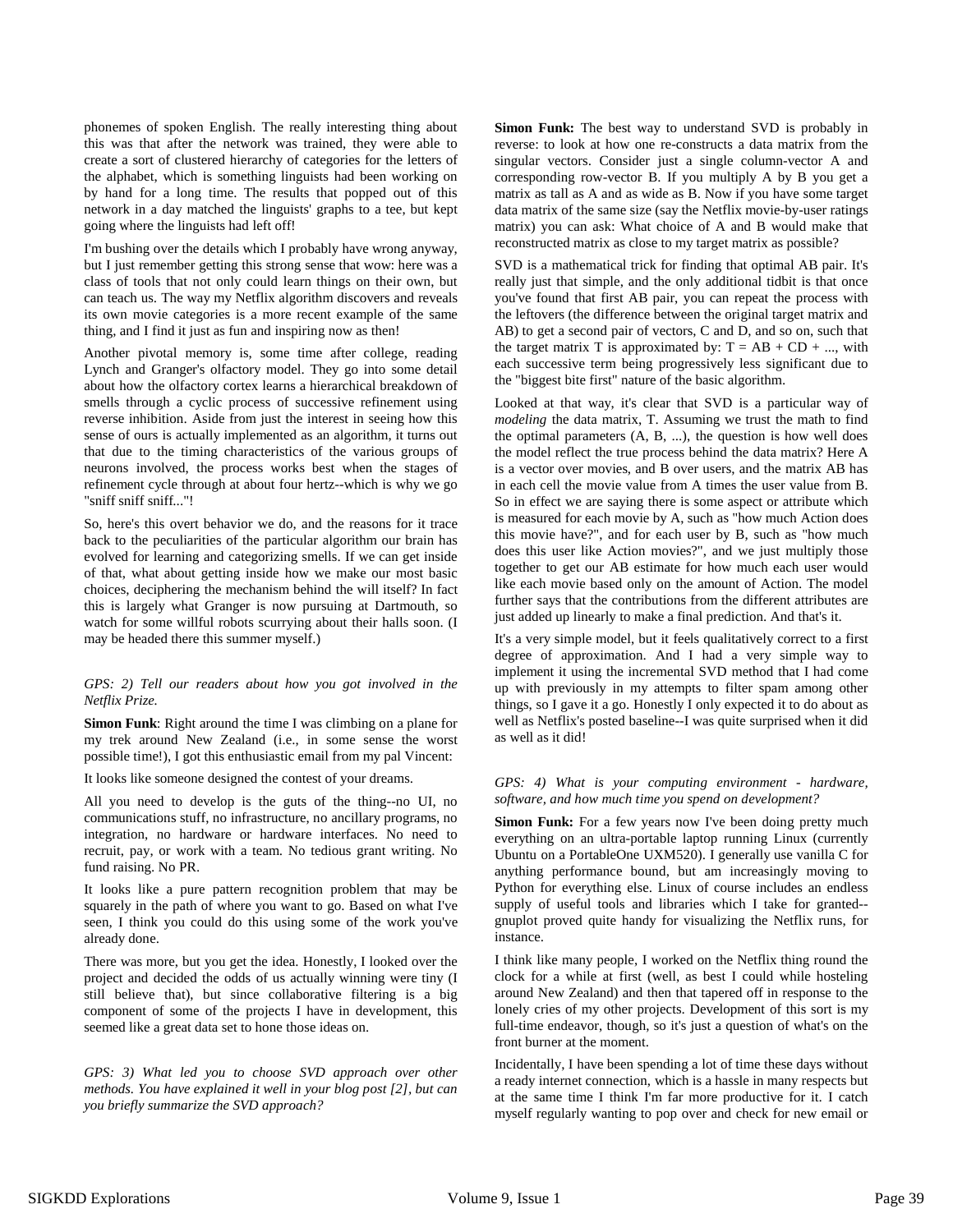phonemes of spoken English. The really interesting thing about this was that after the network was trained, they were able to create a sort of clustered hierarchy of categories for the letters of the alphabet, which is something linguists had been working on by hand for a long time. The results that popped out of this network in a day matched the linguists' graphs to a tee, but kept going where the linguists had left off!

I'm bushing over the details which I probably have wrong anyway, but I just remember getting this strong sense that wow: here was a class of tools that not only could learn things on their own, but can teach us. The way my Netflix algorithm discovers and reveals its own movie categories is a more recent example of the same thing, and I find it just as fun and inspiring now as then!

Another pivotal memory is, some time after college, reading Lynch and Granger's olfactory model. They go into some detail about how the olfactory cortex learns a hierarchical breakdown of smells through a cyclic process of successive refinement using reverse inhibition. Aside from just the interest in seeing how this sense of ours is actually implemented as an algorithm, it turns out that due to the timing characteristics of the various groups of neurons involved, the process works best when the stages of refinement cycle through at about four hertz--which is why we go "sniff sniff sniff..."!

So, here's this overt behavior we do, and the reasons for it trace back to the peculiarities of the particular algorithm our brain has evolved for learning and categorizing smells. If we can get inside of that, what about getting inside how we make our most basic choices, deciphering the mechanism behind the will itself? In fact this is largely what Granger is now pursuing at Dartmouth, so watch for some willful robots scurrying about their halls soon. (I may be headed there this summer myself.)

*GPS: 2) Tell our readers about how you got involved in the Netflix Prize.*

**Simon Funk**: Right around the time I was climbing on a plane for my trek around New Zealand (i.e., in some sense the worst possible time!), I got this enthusiastic email from my pal Vincent:

It looks like someone designed the contest of your dreams.

All you need to develop is the guts of the thing--no UI, no communications stuff, no infrastructure, no ancillary programs, no integration, no hardware or hardware interfaces. No need to recruit, pay, or work with a team. No tedious grant writing. No fund raising. No PR.

It looks like a pure pattern recognition problem that may be squarely in the path of where you want to go. Based on what I've seen, I think you could do this using some of the work you've already done.

There was more, but you get the idea. Honestly, I looked over the project and decided the odds of us actually winning were tiny (I still believe that), but since collaborative filtering is a big component of some of the projects I have in development, this seemed like a great data set to hone those ideas on.

*GPS: 3) What led you to choose SVD approach over other methods. You have explained it well in your blog post [2], but can you briefly summarize the SVD approach?*

**Simon Funk:** The best way to understand SVD is probably in reverse: to look at how one re-constructs a data matrix from the singular vectors. Consider just a single column-vector A and corresponding row-vector B. If you multiply A by B you get a matrix as tall as A and as wide as B. Now if you have some target data matrix of the same size (say the Netflix movie-by-user ratings matrix) you can ask: What choice of A and B would make that reconstructed matrix as close to my target matrix as possible?

SVD is a mathematical trick for finding that optimal AB pair. It's really just that simple, and the only additional tidbit is that once you've found that first AB pair, you can repeat the process with the leftovers (the difference between the original target matrix and AB) to get a second pair of vectors, C and D, and so on, such that the target matrix T is approximated by: $T = AB + CD + ...$, with each successive term being progressively less significant due to the "biggest bite first" nature of the basic algorithm.

Looked at that way, it's clear that SVD is a particular way of *modeling* the data matrix, T. Assuming we trust the math to find the optimal parameters (A, B, ...), the question is how well does the model reflect the true process behind the data matrix? Here A is a vector over movies, and B over users, and the matrix AB has in each cell the movie value from A times the user value from B. So in effect we are saying there is some aspect or attribute which is measured for each movie by A, such as "how much Action does this movie have?", and for each user by B, such as "how much does this user like Action movies?", and we just multiply those together to get our AB estimate for how much each user would like each movie based only on the amount of Action. The model further says that the contributions from the different attributes are just added up linearly to make a final prediction. And that's it.

It's a very simple model, but it feels qualitatively correct to a first degree of approximation. And I had a very simple way to implement it using the incremental SVD method that I had come up with previously in my attempts to filter spam among other things, so I gave it a go. Honestly I only expected it to do about as well as Netflix's posted baseline--I was quite surprised when it did as well as it did!

*GPS: 4) What is your computing environment - hardware, software, and how much time you spend on development?*

**Simon Funk:** For a few years now I've been doing pretty much everything on an ultra-portable laptop running Linux (currently Ubuntu on a PortableOne UXM520). I generally use vanilla C for anything performance bound, but am increasingly moving to Python for everything else. Linux of course includes an endless supply of useful tools and libraries which I take for granted--gnuplot proved quite handy for visualizing the Netflix runs, for instance.

I think like many people, I worked on the Netflix thing round the clock for a while at first (well, as best I could while hosteling around New Zealand) and then that tapered off in response to the lonely cries of my other projects. Development of this sort is my full-time endeavor, though, so it's just a question of what's on the front burner at the moment.

Incidentally, I have been spending a lot of time these days without a ready internet connection, which is a hassle in many respects but at the same time I think I'm far more productive for it. I catch myself regularly wanting to pop over and check for new email or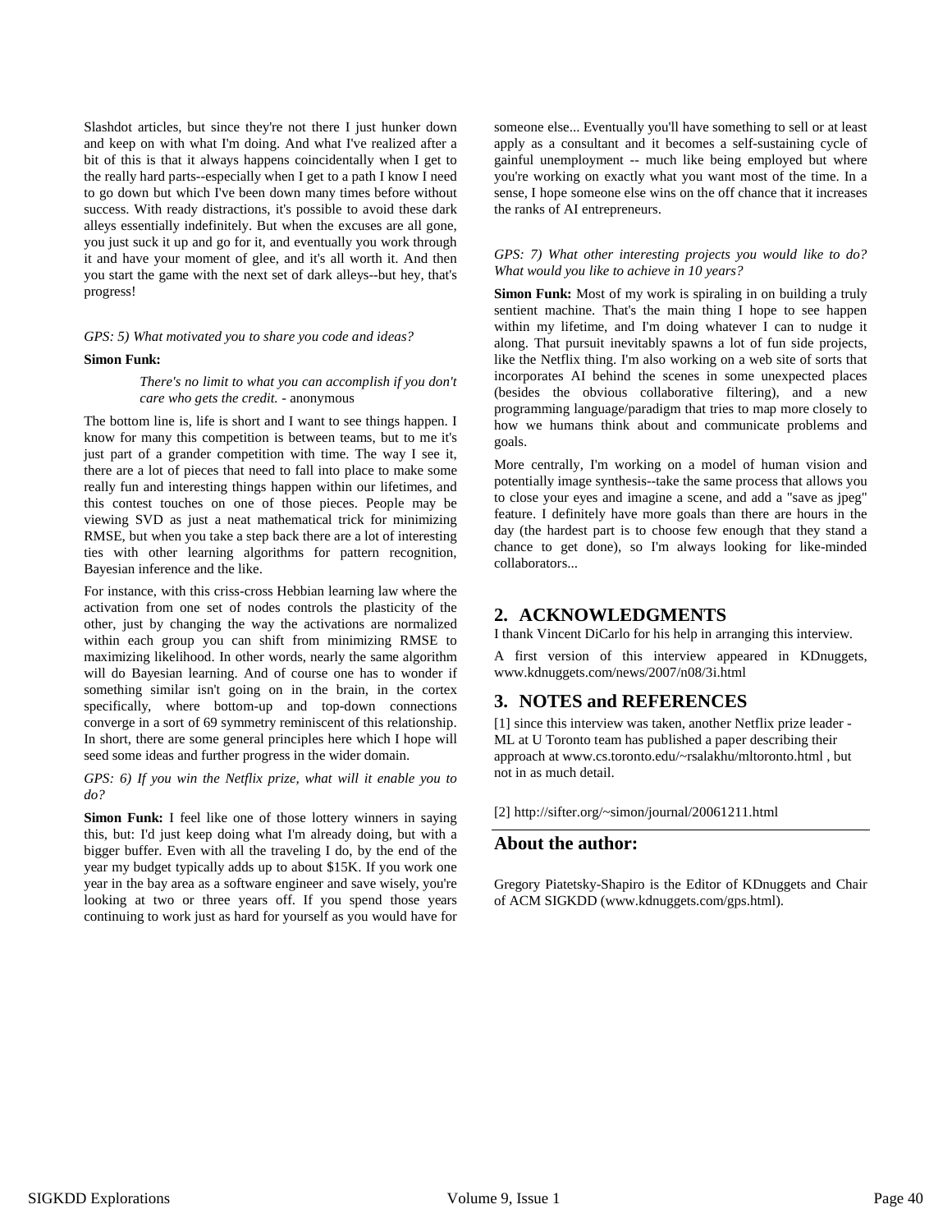Slashdot articles, but since they're not there I just hunker down and keep on with what I'm doing. And what I've realized after a bit of this is that it always happens coincidentally when I get to the really hard parts--especially when I get to a path I know I need to go down but which I've been down many times before without success. With ready distractions, it's possible to avoid these dark alleys essentially indefinitely. But when the excuses are all gone, you just suck it up and go for it, and eventually you work through it and have your moment of glee, and it's all worth it. And then you start the game with the next set of dark alleys--but hey, that's progress!

*GPS: 5) What motivated you to share you code and ideas?*

**Simon Funk:**

> *There's no limit to what you can accomplish if you don't care who gets the credit.* - anonymous

The bottom line is, life is short and I want to see things happen. I know for many this competition is between teams, but to me it's just part of a grander competition with time. The way I see it, there are a lot of pieces that need to fall into place to make some really fun and interesting things happen within our lifetimes, and this contest touches on one of those pieces. People may be viewing SVD as just a neat mathematical trick for minimizing RMSE, but when you take a step back there are a lot of interesting ties with other learning algorithms for pattern recognition, Bayesian inference and the like.

For instance, with this criss-cross Hebbian learning law where the activation from one set of nodes controls the plasticity of the other, just by changing the way the activations are normalized within each group you can shift from minimizing RMSE to maximizing likelihood. In other words, nearly the same algorithm will do Bayesian learning. And of course one has to wonder if something similar isn't going on in the brain, in the cortex specifically, where bottom-up and top-down connections converge in a sort of 69 symmetry reminiscent of this relationship. In short, there are some general principles here which I hope will seed some ideas and further progress in the wider domain.

*GPS: 6) If you win the Netflix prize, what will it enable you to do?*

**Simon Funk:** I feel like one of those lottery winners in saying this, but: I'd just keep doing what I'm already doing, but with a bigger buffer. Even with all the traveling I do, by the end of the year my budget typically adds up to about $15K. If you work one year in the bay area as a software engineer and save wisely, you're looking at two or three years off. If you spend those years continuing to work just as hard for yourself as you would have for someone else... Eventually you'll have something to sell or at least apply as a consultant and it becomes a self-sustaining cycle of gainful unemployment -- much like being employed but where you're working on exactly what you want most of the time. In a sense, I hope someone else wins on the off chance that it increases the ranks of AI entrepreneurs.

*GPS: 7) What other interesting projects you would like to do? What would you like to achieve in 10 years?*

**Simon Funk:** Most of my work is spiraling in on building a truly sentient machine. That's the main thing I hope to see happen within my lifetime, and I'm doing whatever I can to nudge it along. That pursuit inevitably spawns a lot of fun side projects, like the Netflix thing. I'm also working on a web site of sorts that incorporates AI behind the scenes in some unexpected places (besides the obvious collaborative filtering), and a new programming language/paradigm that tries to map more closely to how we humans think about and communicate problems and goals.

More centrally, I'm working on a model of human vision and potentially image synthesis--take the same process that allows you to close your eyes and imagine a scene, and add a "save as jpeg" feature. I definitely have more goals than there are hours in the day (the hardest part is to choose few enough that they stand a chance to get done), so I'm always looking for like-minded collaborators...

## 2. ACKNOWLEDGMENTS

I thank Vincent DiCarlo for his help in arranging this interview.

A first version of this interview appeared in KDnuggets, www.kdnuggets.com/news/2007/n08/3i.html

## 3. NOTES and REFERENCES

[1] since this interview was taken, another Netflix prize leader - ML at U Toronto team has published a paper describing their approach at www.cs.toronto.edu/~rsalakhu/mltoronto.html , but not in as much detail.

[2] http://sifter.org/~simon/journal/20061211.html

## About the author:

Gregory Piatetsky-Shapiro is the Editor of KDnuggets and Chair of ACM SIGKDD (www.kdnuggets.com/gps.html).